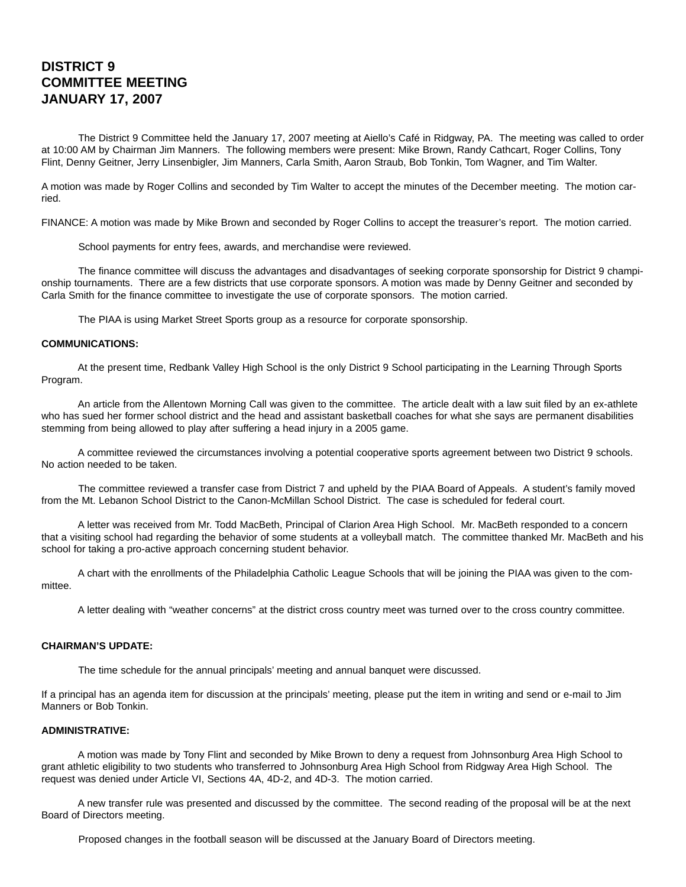# DISTRICT 9
# COMMITTEE MEETING
# JANUARY 17, 2007

The District 9 Committee held the January 17, 2007 meeting at Aiello's Café in Ridgway, PA. The meeting was called to order at 10:00 AM by Chairman Jim Manners. The following members were present: Mike Brown, Randy Cathcart, Roger Collins, Tony Flint, Denny Geitner, Jerry Linsenbigler, Jim Manners, Carla Smith, Aaron Straub, Bob Tonkin, Tom Wagner, and Tim Walter.

A motion was made by Roger Collins and seconded by Tim Walter to accept the minutes of the December meeting. The motion carried.

FINANCE: A motion was made by Mike Brown and seconded by Roger Collins to accept the treasurer's report. The motion carried.

School payments for entry fees, awards, and merchandise were reviewed.

The finance committee will discuss the advantages and disadvantages of seeking corporate sponsorship for District 9 championship tournaments. There are a few districts that use corporate sponsors. A motion was made by Denny Geitner and seconded by Carla Smith for the finance committee to investigate the use of corporate sponsors. The motion carried.

The PIAA is using Market Street Sports group as a resource for corporate sponsorship.

**COMMUNICATIONS:**

At the present time, Redbank Valley High School is the only District 9 School participating in the Learning Through Sports Program.

An article from the Allentown Morning Call was given to the committee. The article dealt with a law suit filed by an ex-athlete who has sued her former school district and the head and assistant basketball coaches for what she says are permanent disabilities stemming from being allowed to play after suffering a head injury in a 2005 game.

A committee reviewed the circumstances involving a potential cooperative sports agreement between two District 9 schools. No action needed to be taken.

The committee reviewed a transfer case from District 7 and upheld by the PIAA Board of Appeals. A student's family moved from the Mt. Lebanon School District to the Canon-McMillan School District. The case is scheduled for federal court.

A letter was received from Mr. Todd MacBeth, Principal of Clarion Area High School. Mr. MacBeth responded to a concern that a visiting school had regarding the behavior of some students at a volleyball match. The committee thanked Mr. MacBeth and his school for taking a pro-active approach concerning student behavior.

A chart with the enrollments of the Philadelphia Catholic League Schools that will be joining the PIAA was given to the committee.

A letter dealing with "weather concerns" at the district cross country meet was turned over to the cross country committee.

**CHAIRMAN'S UPDATE:**

The time schedule for the annual principals' meeting and annual banquet were discussed.

If a principal has an agenda item for discussion at the principals' meeting, please put the item in writing and send or e-mail to Jim Manners or Bob Tonkin.

**ADMINISTRATIVE:**

A motion was made by Tony Flint and seconded by Mike Brown to deny a request from Johnsonburg Area High School to grant athletic eligibility to two students who transferred to Johnsonburg Area High School from Ridgway Area High School. The request was denied under Article VI, Sections 4A, 4D-2, and 4D-3. The motion carried.

A new transfer rule was presented and discussed by the committee. The second reading of the proposal will be at the next Board of Directors meeting.

Proposed changes in the football season will be discussed at the January Board of Directors meeting.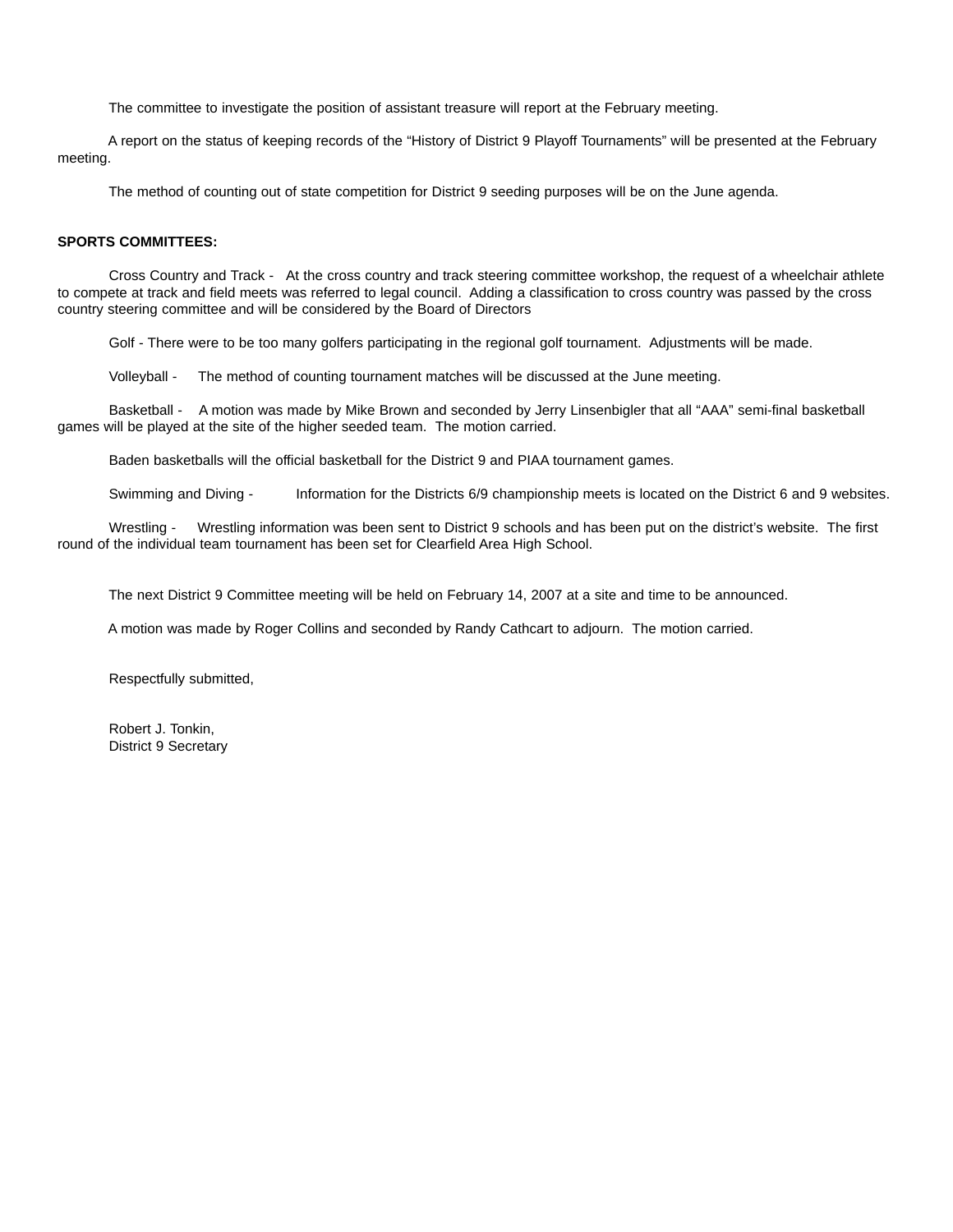The committee to investigate the position of assistant treasure will report at the February meeting.

A report on the status of keeping records of the "History of District 9 Playoff Tournaments" will be presented at the February meeting.

The method of counting out of state competition for District 9 seeding purposes will be on the June agenda.

**SPORTS COMMITTEES:**

Cross Country and Track - At the cross country and track steering committee workshop, the request of a wheelchair athlete to compete at track and field meets was referred to legal council. Adding a classification to cross country was passed by the cross country steering committee and will be considered by the Board of Directors

Golf - There were to be too many golfers participating in the regional golf tournament. Adjustments will be made.

Volleyball - The method of counting tournament matches will be discussed at the June meeting.

Basketball - A motion was made by Mike Brown and seconded by Jerry Linsenbigler that all "AAA" semi-final basketball games will be played at the site of the higher seeded team. The motion carried.

Baden basketballs will the official basketball for the District 9 and PIAA tournament games.

Swimming and Diving - Information for the Districts 6/9 championship meets is located on the District 6 and 9 websites.

Wrestling - Wrestling information was been sent to District 9 schools and has been put on the district's website. The first round of the individual team tournament has been set for Clearfield Area High School.

The next District 9 Committee meeting will be held on February 14, 2007 at a site and time to be announced.

A motion was made by Roger Collins and seconded by Randy Cathcart to adjourn. The motion carried.

Respectfully submitted,

Robert J. Tonkin,
District 9 Secretary